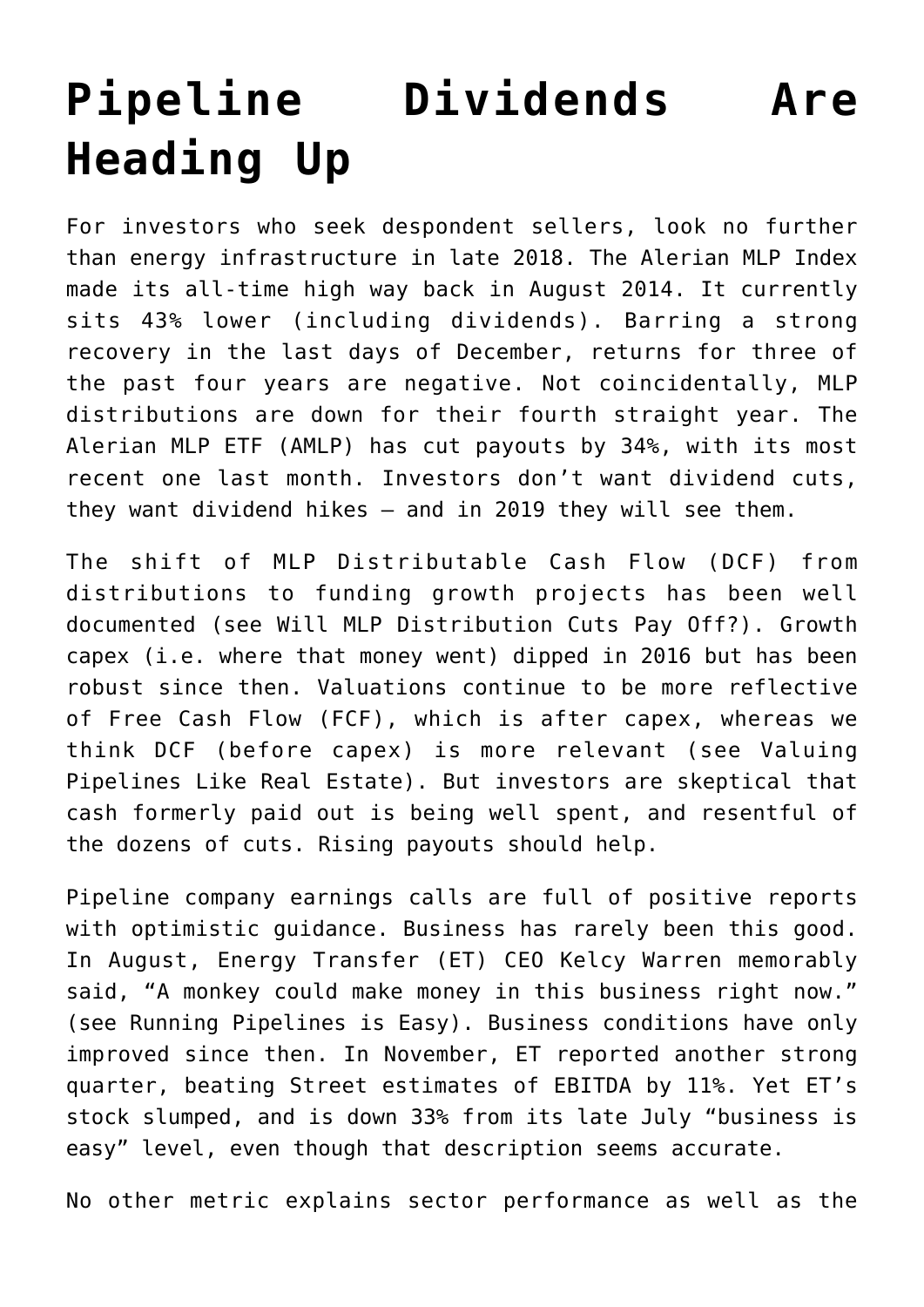# Pipeline Dividends Are Heading Up

For investors who seek despondent sellers, look no further than energy infrastructure in late 2018. The Alerian MLP Index made its all-time high way back in August 2014. It currently sits 43% lower (including dividends). Barring a strong recovery in the last days of December, returns for three of the past four years are negative. Not coincidentally, MLP distributions are down for their fourth straight year. The Alerian MLP ETF (AMLP) has cut payouts by 34%, with its most recent one last month. Investors don't want dividend cuts, they want dividend hikes – and in 2019 they will see them.

The shift of MLP Distributable Cash Flow (DCF) from distributions to funding growth projects has been well documented (see Will MLP Distribution Cuts Pay Off?). Growth capex (i.e. where that money went) dipped in 2016 but has been robust since then. Valuations continue to be more reflective of Free Cash Flow (FCF), which is after capex, whereas we think DCF (before capex) is more relevant (see Valuing Pipelines Like Real Estate). But investors are skeptical that cash formerly paid out is being well spent, and resentful of the dozens of cuts. Rising payouts should help.

Pipeline company earnings calls are full of positive reports with optimistic guidance. Business has rarely been this good. In August, Energy Transfer (ET) CEO Kelcy Warren memorably said, "A monkey could make money in this business right now." (see Running Pipelines is Easy). Business conditions have only improved since then. In November, ET reported another strong quarter, beating Street estimates of EBITDA by 11%. Yet ET's stock slumped, and is down 33% from its late July "business is easy" level, even though that description seems accurate.

No other metric explains sector performance as well as the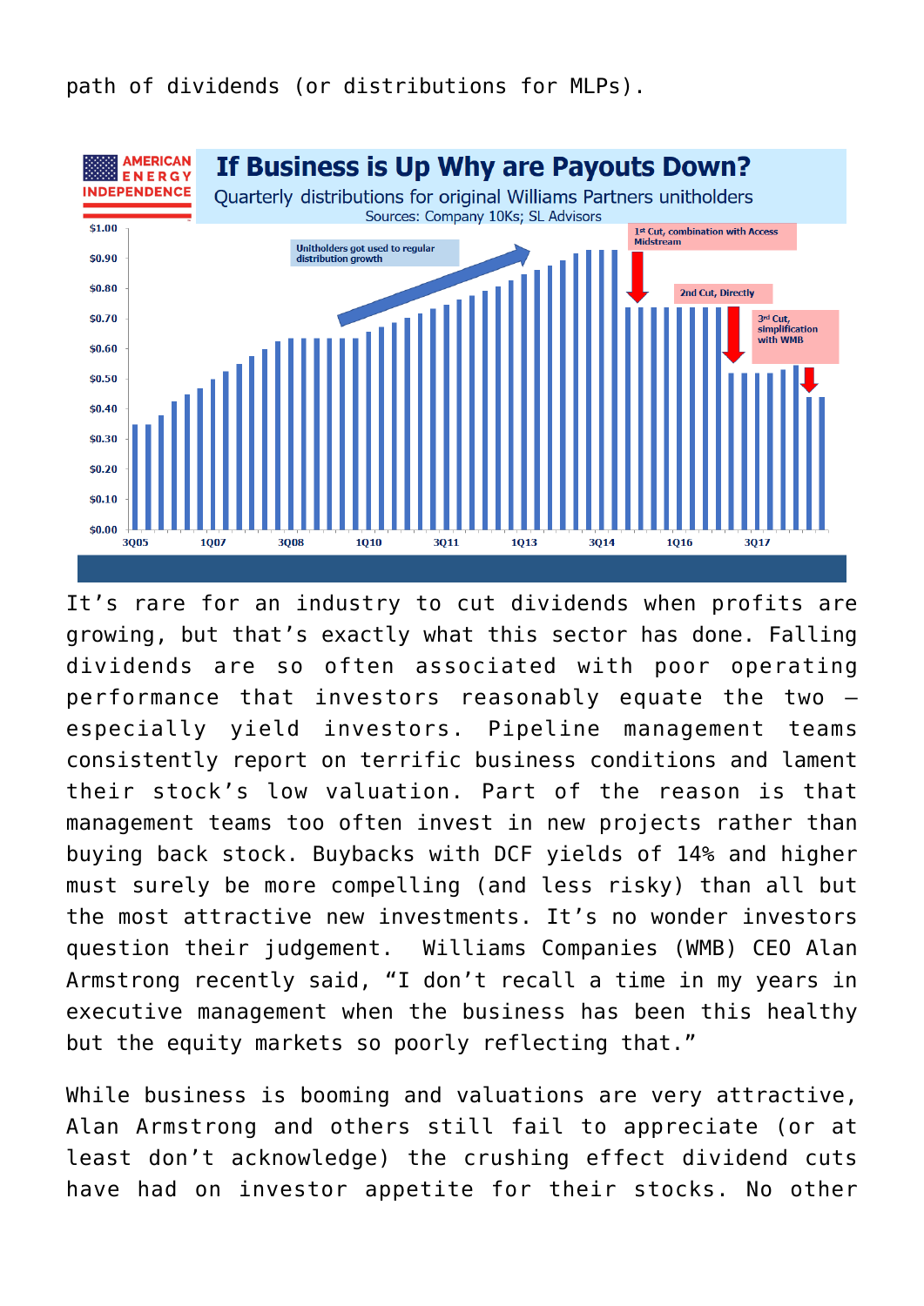path of dividends (or distributions for MLPs).

**If Business is Up Why are Payouts Down?**

Quarterly distributions for original Williams Partners unitholders

Sources: Company 10Ks; SL Advisors

It's rare for an industry to cut dividends when profits are growing, but that's exactly what this sector has done. Falling dividends are so often associated with poor operating performance that investors reasonably equate the two – especially yield investors. Pipeline management teams consistently report on terrific business conditions and lament their stock's low valuation. Part of the reason is that management teams too often invest in new projects rather than buying back stock. Buybacks with DCF yields of 14% and higher must surely be more compelling (and less risky) than all but the most attractive new investments. It's no wonder investors question their judgement. Williams Companies (WMB) CEO Alan Armstrong recently said, "I don't recall a time in my years in executive management when the business has been this healthy but the equity markets so poorly reflecting that."

While business is booming and valuations are very attractive, Alan Armstrong and others still fail to appreciate (or at least don't acknowledge) the crushing effect dividend cuts have had on investor appetite for their stocks. No other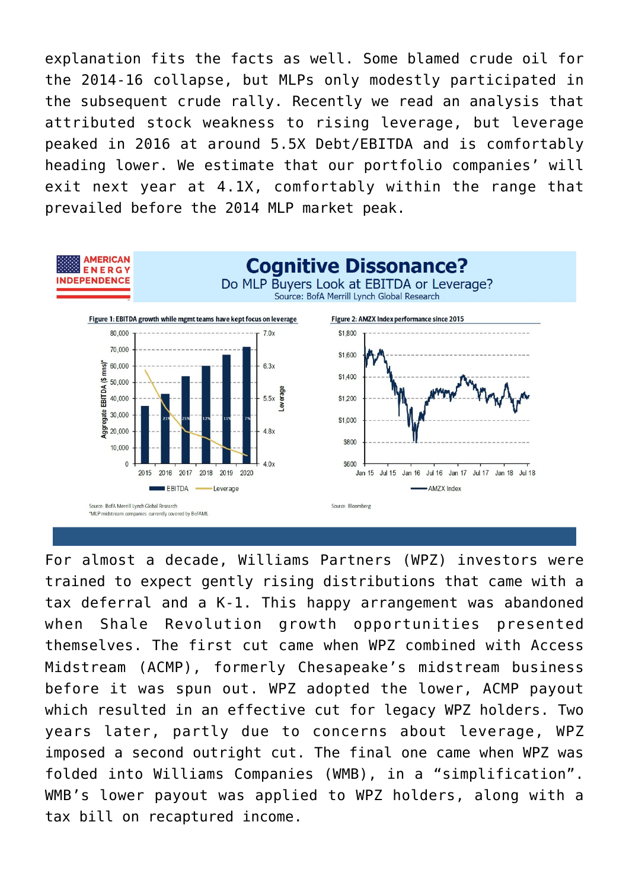explanation fits the facts as well. Some blamed crude oil for the 2014-16 collapse, but MLPs only modestly participated in the subsequent crude rally. Recently we read an analysis that attributed stock weakness to rising leverage, but leverage peaked in 2016 at around 5.5X Debt/EBITDA and is comfortably heading lower. We estimate that our portfolio companies' will exit next year at 4.1X, comfortably within the range that prevailed before the 2014 MLP market peak.

**Cognitive Dissonance?**

Do MLP Buyers Look at EBITDA or Leverage?

Source: BofA Merrill Lynch Global Research

Figure 1: EBITDA growth while mgmt teams have kept focus on leverage

Source: BofA Merrill Lynch Global Research
*MLP midstream companies currently covered by BofAML

Figure 2: AMZX Index performance since 2015

Source: Bloomberg

For almost a decade, Williams Partners (WPZ) investors were trained to expect gently rising distributions that came with a tax deferral and a K-1. This happy arrangement was abandoned when Shale Revolution growth opportunities presented themselves. The first cut came when WPZ combined with Access Midstream (ACMP), formerly Chesapeake's midstream business before it was spun out. WPZ adopted the lower, ACMP payout which resulted in an effective cut for legacy WPZ holders. Two years later, partly due to concerns about leverage, WPZ imposed a second outright cut. The final one came when WPZ was folded into Williams Companies (WMB), in a "simplification". WMB's lower payout was applied to WPZ holders, along with a tax bill on recaptured income.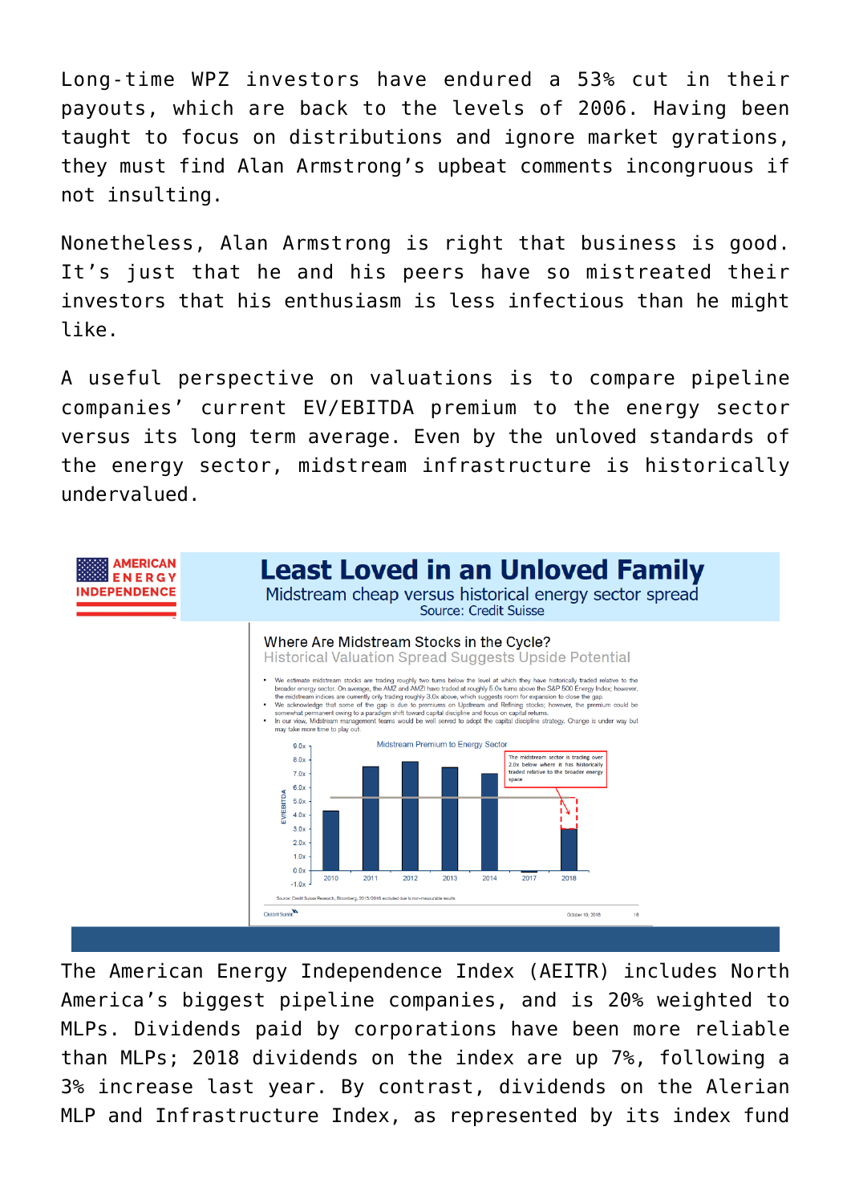Long-time WPZ investors have endured a 53% cut in their payouts, which are back to the levels of 2006. Having been taught to focus on distributions and ignore market gyrations, they must find Alan Armstrong's upbeat comments incongruous if not insulting.

Nonetheless, Alan Armstrong is right that business is good. It's just that he and his peers have so mistreated their investors that his enthusiasm is less infectious than he might like.

A useful perspective on valuations is to compare pipeline companies' current EV/EBITDA premium to the energy sector versus its long term average. Even by the unloved standards of the energy sector, midstream infrastructure is historically undervalued.

**Least Loved in an Unloved Family**

Midstream cheap versus historical energy sector spread

Source: Credit Suisse

**Where Are Midstream Stocks in the Cycle?**

Historical Valuation Spread Suggests Upside Potential

- We estimate midstream stocks are trading roughly two turns below the level at which they have historically traded relative to the broader energy sector. On average, the AMZ and AMZI have traded at roughly 5.0x turns above the S&P 500 Energy Index; however, the midstream indices are currently only trading roughly 3.0x above, which suggests room for expansion to close the gap.
- We acknowledge that some of the gap is due to premiums on Upstream and Refining stocks; however, the premium could be somewhat permanent owing to a paradigm shift toward capital discipline and focus on capital returns.
- In our view, Midstream management teams would be well served to adopt the capital discipline strategy. Change is under way but may take more time to play out.

Midstream Premium to Energy Sector

The midstream sector is trading over 2.0x below where it has historically traded relative to the broader energy space

Source: Credit Suisse Research, Bloomberg, 2015/2016 excluded due to non-measurable results

The American Energy Independence Index (AEITR) includes North America's biggest pipeline companies, and is 20% weighted to MLPs. Dividends paid by corporations have been more reliable than MLPs; 2018 dividends on the index are up 7%, following a 3% increase last year. By contrast, dividends on the Alerian MLP and Infrastructure Index, as represented by its index fund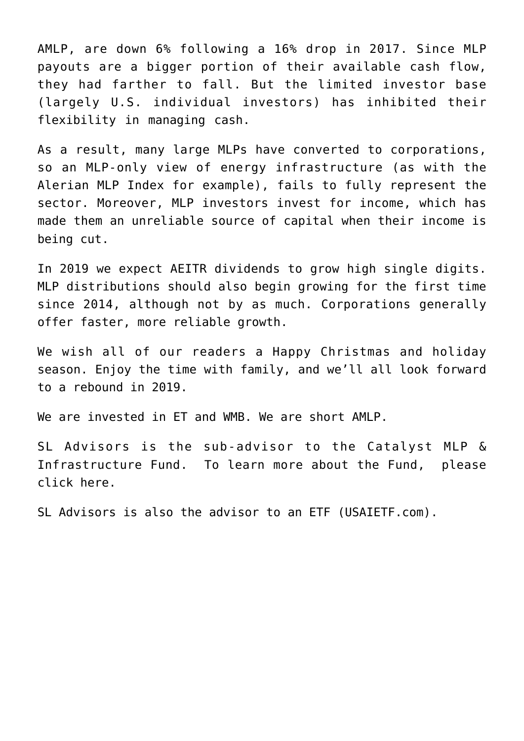AMLP, are down 6% following a 16% drop in 2017. Since MLP payouts are a bigger portion of their available cash flow, they had farther to fall. But the limited investor base (largely U.S. individual investors) has inhibited their flexibility in managing cash.

As a result, many large MLPs have converted to corporations, so an MLP-only view of energy infrastructure (as with the Alerian MLP Index for example), fails to fully represent the sector. Moreover, MLP investors invest for income, which has made them an unreliable source of capital when their income is being cut.

In 2019 we expect AEITR dividends to grow high single digits. MLP distributions should also begin growing for the first time since 2014, although not by as much. Corporations generally offer faster, more reliable growth.

We wish all of our readers a Happy Christmas and holiday season. Enjoy the time with family, and we'll all look forward to a rebound in 2019.

We are invested in ET and WMB. We are short AMLP.

SL Advisors is the sub-advisor to the Catalyst MLP & Infrastructure Fund. To learn more about the Fund, please click here.

SL Advisors is also the advisor to an ETF (USAIETF.com).